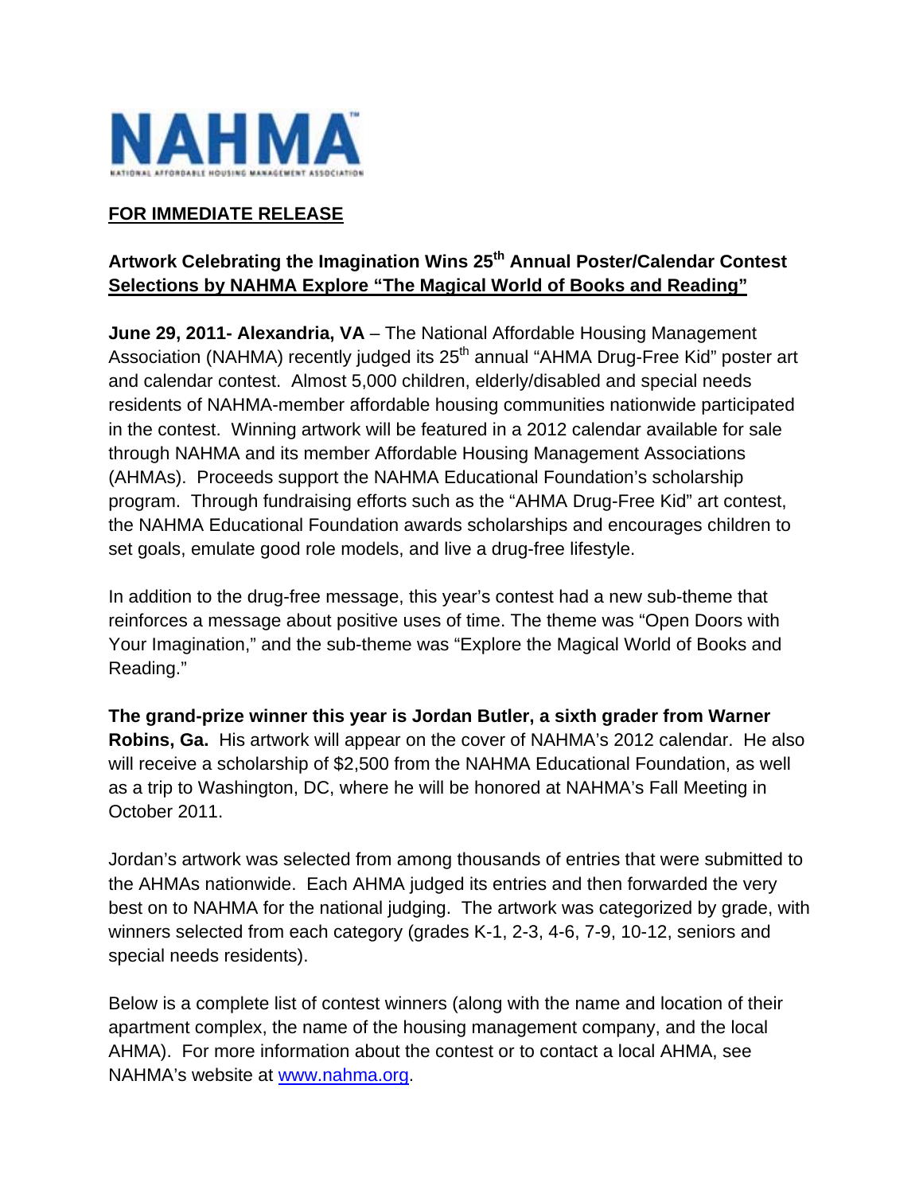NAHMA

NATIONAL AFFORDABLE HOUSING MANAGEMENT ASSOCIATION

**FOR IMMEDIATE RELEASE**

**Artwork Celebrating the Imagination Wins 25th Annual Poster/Calendar Contest**
**Selections by NAHMA Explore "The Magical World of Books and Reading"**

**June 29, 2011- Alexandria, VA** – The National Affordable Housing Management Association (NAHMA) recently judged its 25th annual "AHMA Drug-Free Kid" poster art and calendar contest. Almost 5,000 children, elderly/disabled and special needs residents of NAHMA-member affordable housing communities nationwide participated in the contest. Winning artwork will be featured in a 2012 calendar available for sale through NAHMA and its member Affordable Housing Management Associations (AHMAs). Proceeds support the NAHMA Educational Foundation's scholarship program. Through fundraising efforts such as the "AHMA Drug-Free Kid" art contest, the NAHMA Educational Foundation awards scholarships and encourages children to set goals, emulate good role models, and live a drug-free lifestyle.

In addition to the drug-free message, this year's contest had a new sub-theme that reinforces a message about positive uses of time. The theme was "Open Doors with Your Imagination," and the sub-theme was "Explore the Magical World of Books and Reading."

**The grand-prize winner this year is Jordan Butler, a sixth grader from Warner Robins, Ga.** His artwork will appear on the cover of NAHMA's 2012 calendar. He also will receive a scholarship of $2,500 from the NAHMA Educational Foundation, as well as a trip to Washington, DC, where he will be honored at NAHMA's Fall Meeting in October 2011.

Jordan's artwork was selected from among thousands of entries that were submitted to the AHMAs nationwide. Each AHMA judged its entries and then forwarded the very best on to NAHMA for the national judging. The artwork was categorized by grade, with winners selected from each category (grades K-1, 2-3, 4-6, 7-9, 10-12, seniors and special needs residents).

Below is a complete list of contest winners (along with the name and location of their apartment complex, the name of the housing management company, and the local AHMA). For more information about the contest or to contact a local AHMA, see NAHMA's website at www.nahma.org.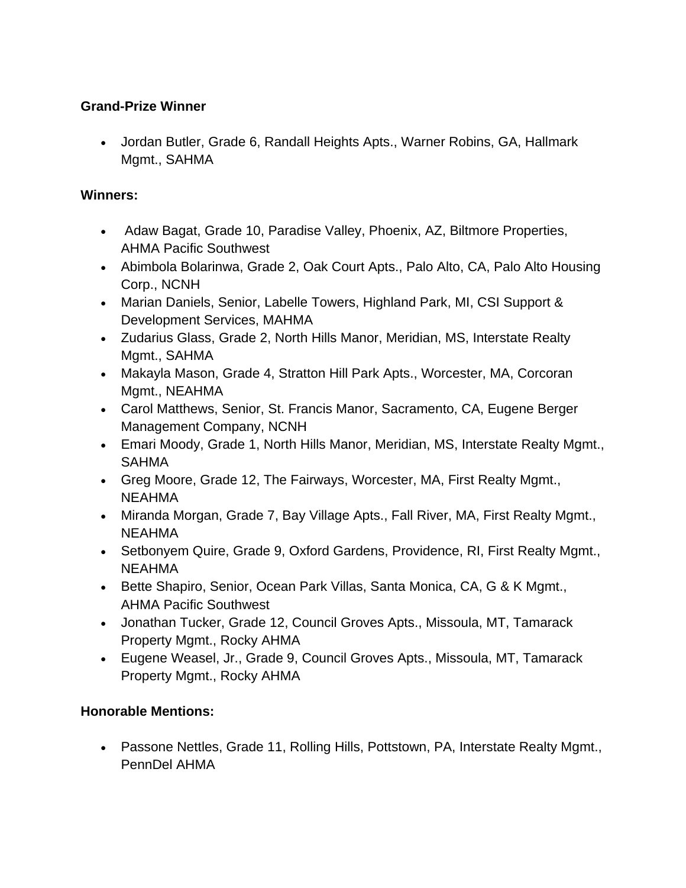**Grand-Prize Winner**

- Jordan Butler, Grade 6, Randall Heights Apts., Warner Robins, GA, Hallmark Mgmt., SAHMA

**Winners:**

- Adaw Bagat, Grade 10, Paradise Valley, Phoenix, AZ, Biltmore Properties, AHMA Pacific Southwest
- Abimbola Bolarinwa, Grade 2, Oak Court Apts., Palo Alto, CA, Palo Alto Housing Corp., NCNH
- Marian Daniels, Senior, Labelle Towers, Highland Park, MI, CSI Support & Development Services, MAHMA
- Zudarius Glass, Grade 2, North Hills Manor, Meridian, MS, Interstate Realty Mgmt., SAHMA
- Makayla Mason, Grade 4, Stratton Hill Park Apts., Worcester, MA, Corcoran Mgmt., NEAHMA
- Carol Matthews, Senior, St. Francis Manor, Sacramento, CA, Eugene Berger Management Company, NCNH
- Emari Moody, Grade 1, North Hills Manor, Meridian, MS, Interstate Realty Mgmt., SAHMA
- Greg Moore, Grade 12, The Fairways, Worcester, MA, First Realty Mgmt., NEAHMA
- Miranda Morgan, Grade 7, Bay Village Apts., Fall River, MA, First Realty Mgmt., NEAHMA
- Setbonyem Quire, Grade 9, Oxford Gardens, Providence, RI, First Realty Mgmt., NEAHMA
- Bette Shapiro, Senior, Ocean Park Villas, Santa Monica, CA, G & K Mgmt., AHMA Pacific Southwest
- Jonathan Tucker, Grade 12, Council Groves Apts., Missoula, MT, Tamarack Property Mgmt., Rocky AHMA
- Eugene Weasel, Jr., Grade 9, Council Groves Apts., Missoula, MT, Tamarack Property Mgmt., Rocky AHMA

**Honorable Mentions:**

- Passone Nettles, Grade 11, Rolling Hills, Pottstown, PA, Interstate Realty Mgmt., PennDel AHMA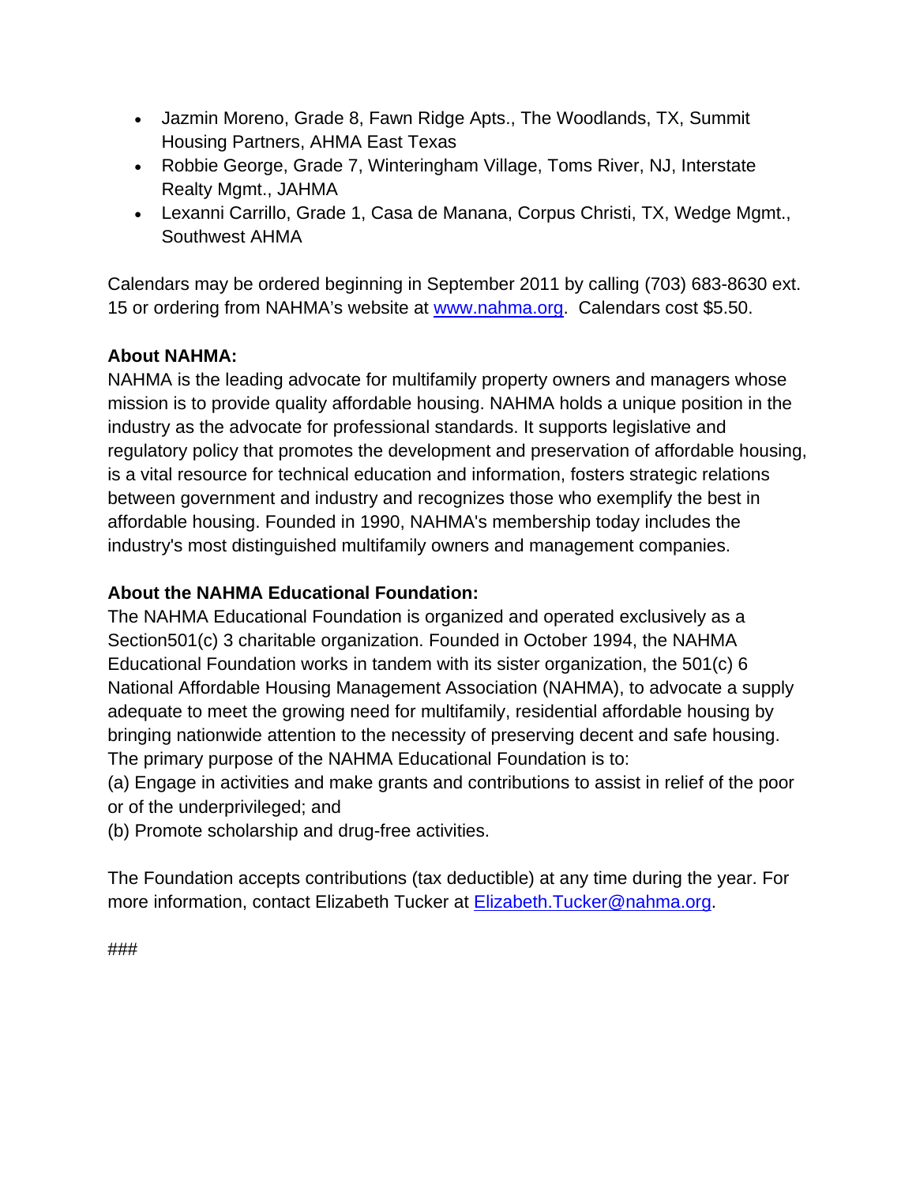- Jazmin Moreno, Grade 8, Fawn Ridge Apts., The Woodlands, TX, Summit Housing Partners, AHMA East Texas
- Robbie George, Grade 7, Winteringham Village, Toms River, NJ, Interstate Realty Mgmt., JAHMA
- Lexanni Carrillo, Grade 1, Casa de Manana, Corpus Christi, TX, Wedge Mgmt., Southwest AHMA

Calendars may be ordered beginning in September 2011 by calling (703) 683-8630 ext. 15 or ordering from NAHMA's website at [www.nahma.org](http://www.nahma.org). Calendars cost $5.50.

**About NAHMA:**
NAHMA is the leading advocate for multifamily property owners and managers whose mission is to provide quality affordable housing. NAHMA holds a unique position in the industry as the advocate for professional standards. It supports legislative and regulatory policy that promotes the development and preservation of affordable housing, is a vital resource for technical education and information, fosters strategic relations between government and industry and recognizes those who exemplify the best in affordable housing. Founded in 1990, NAHMA's membership today includes the industry's most distinguished multifamily owners and management companies.

**About the NAHMA Educational Foundation:**
The NAHMA Educational Foundation is organized and operated exclusively as a Section501(c) 3 charitable organization. Founded in October 1994, the NAHMA Educational Foundation works in tandem with its sister organization, the 501(c) 6 National Affordable Housing Management Association (NAHMA), to advocate a supply adequate to meet the growing need for multifamily, residential affordable housing by bringing nationwide attention to the necessity of preserving decent and safe housing. The primary purpose of the NAHMA Educational Foundation is to:
(a) Engage in activities and make grants and contributions to assist in relief of the poor or of the underprivileged; and
(b) Promote scholarship and drug-free activities.

The Foundation accepts contributions (tax deductible) at any time during the year. For more information, contact Elizabeth Tucker at [Elizabeth.Tucker@nahma.org](mailto:Elizabeth.Tucker@nahma.org).

###